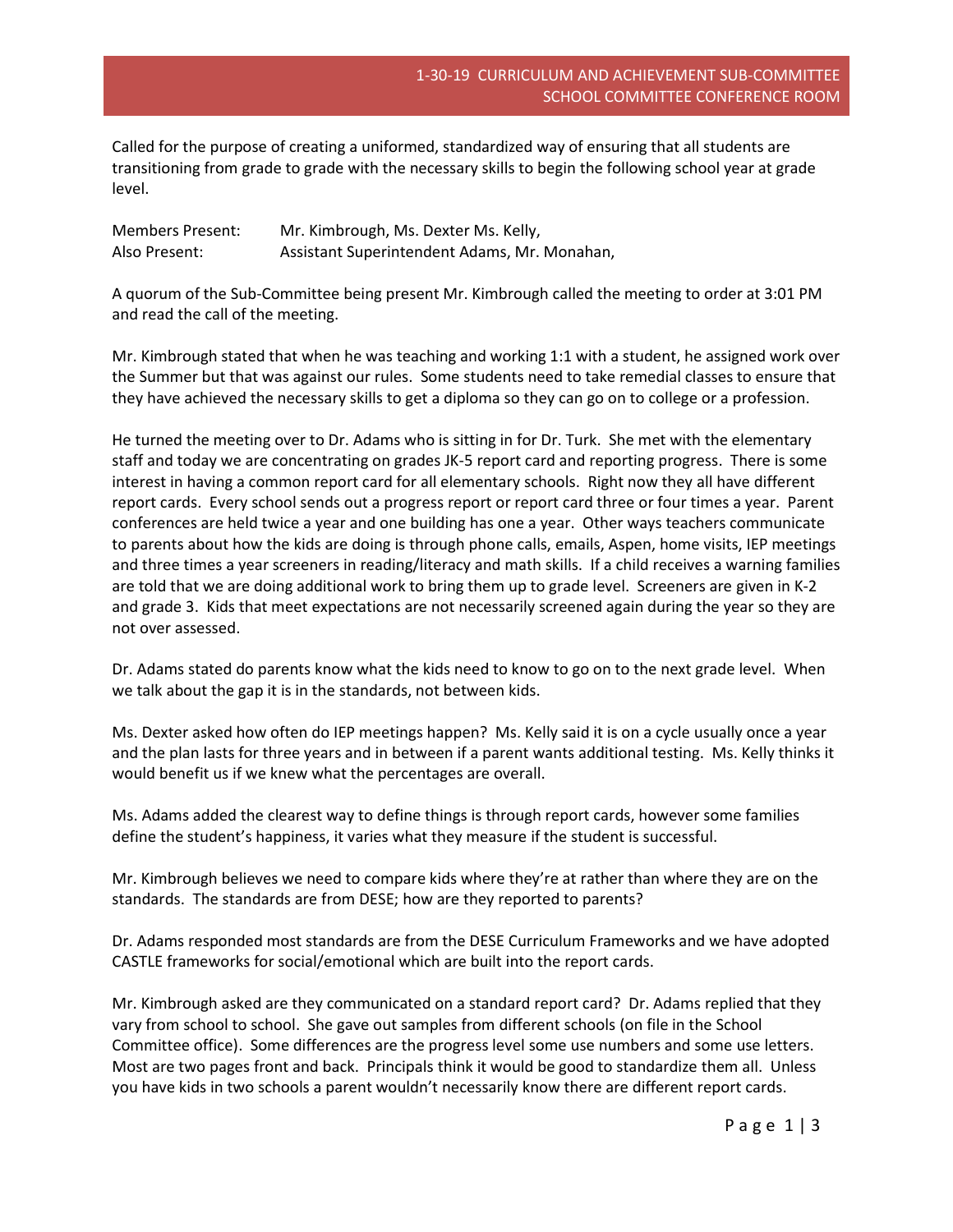# 1-30-19 CURRICULUM AND ACHIEVEMENT SUB-COMMITTEE
## SCHOOL COMMITTEE CONFERENCE ROOM

Called for the purpose of creating a uniformed, standardized way of ensuring that all students are transitioning from grade to grade with the necessary skills to begin the following school year at grade level.

Members Present: Mr. Kimbrough, Ms. Dexter Ms. Kelly,
Also Present: Assistant Superintendent Adams, Mr. Monahan,

A quorum of the Sub-Committee being present Mr. Kimbrough called the meeting to order at 3:01 PM and read the call of the meeting.

Mr. Kimbrough stated that when he was teaching and working 1:1 with a student, he assigned work over the Summer but that was against our rules. Some students need to take remedial classes to ensure that they have achieved the necessary skills to get a diploma so they can go on to college or a profession.

He turned the meeting over to Dr. Adams who is sitting in for Dr. Turk. She met with the elementary staff and today we are concentrating on grades JK-5 report card and reporting progress. There is some interest in having a common report card for all elementary schools. Right now they all have different report cards. Every school sends out a progress report or report card three or four times a year. Parent conferences are held twice a year and one building has one a year. Other ways teachers communicate to parents about how the kids are doing is through phone calls, emails, Aspen, home visits, IEP meetings and three times a year screeners in reading/literacy and math skills. If a child receives a warning families are told that we are doing additional work to bring them up to grade level. Screeners are given in K-2 and grade 3. Kids that meet expectations are not necessarily screened again during the year so they are not over assessed.

Dr. Adams stated do parents know what the kids need to know to go on to the next grade level. When we talk about the gap it is in the standards, not between kids.

Ms. Dexter asked how often do IEP meetings happen? Ms. Kelly said it is on a cycle usually once a year and the plan lasts for three years and in between if a parent wants additional testing. Ms. Kelly thinks it would benefit us if we knew what the percentages are overall.

Ms. Adams added the clearest way to define things is through report cards, however some families define the student's happiness, it varies what they measure if the student is successful.

Mr. Kimbrough believes we need to compare kids where they're at rather than where they are on the standards. The standards are from DESE; how are they reported to parents?

Dr. Adams responded most standards are from the DESE Curriculum Frameworks and we have adopted CASTLE frameworks for social/emotional which are built into the report cards.

Mr. Kimbrough asked are they communicated on a standard report card? Dr. Adams replied that they vary from school to school. She gave out samples from different schools (on file in the School Committee office). Some differences are the progress level some use numbers and some use letters. Most are two pages front and back. Principals think it would be good to standardize them all. Unless you have kids in two schools a parent wouldn't necessarily know there are different report cards.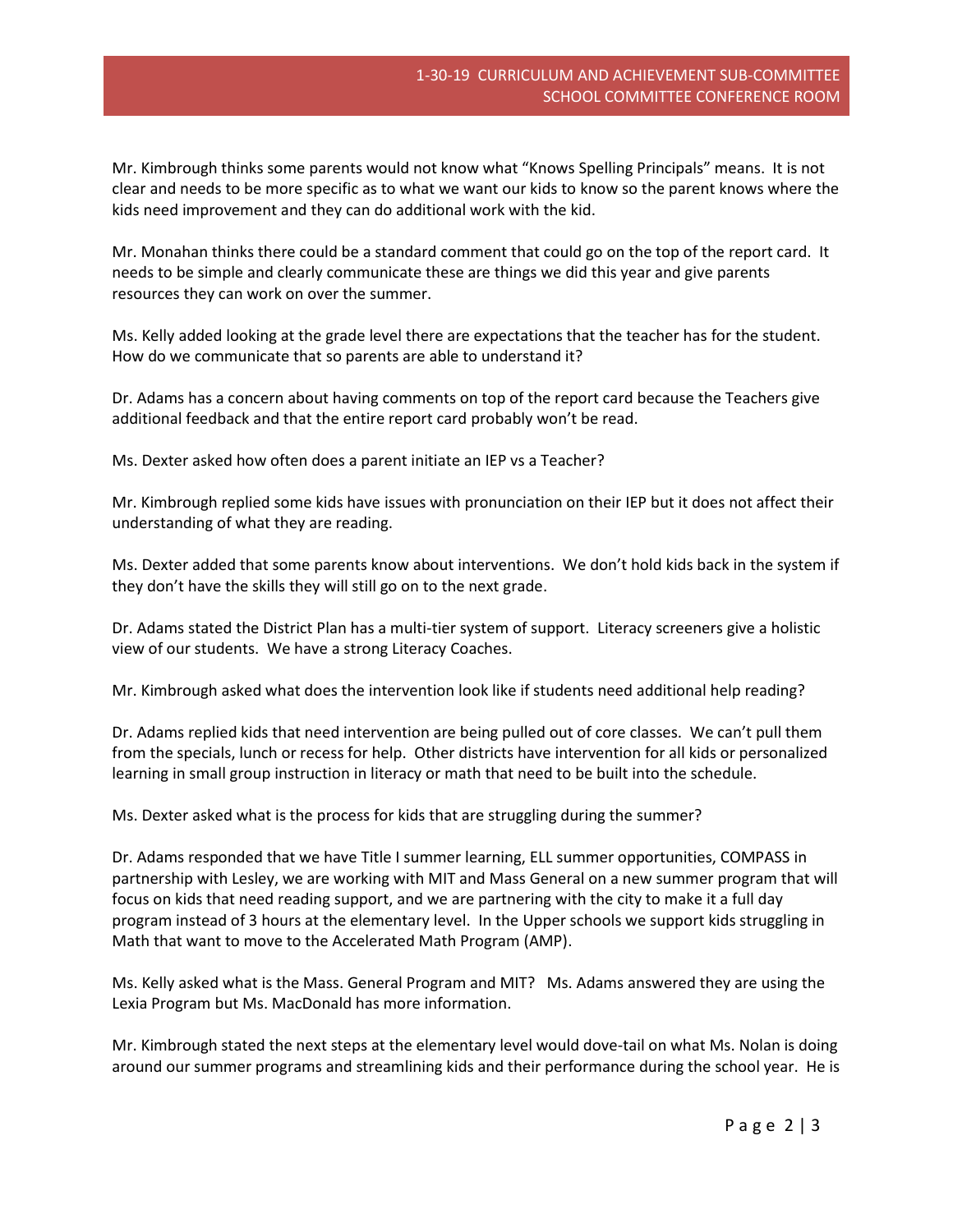Mr. Kimbrough thinks some parents would not know what "Knows Spelling Principals" means. It is not clear and needs to be more specific as to what we want our kids to know so the parent knows where the kids need improvement and they can do additional work with the kid.

Mr. Monahan thinks there could be a standard comment that could go on the top of the report card. It needs to be simple and clearly communicate these are things we did this year and give parents resources they can work on over the summer.

Ms. Kelly added looking at the grade level there are expectations that the teacher has for the student. How do we communicate that so parents are able to understand it?

Dr. Adams has a concern about having comments on top of the report card because the Teachers give additional feedback and that the entire report card probably won't be read.

Ms. Dexter asked how often does a parent initiate an IEP vs a Teacher?

Mr. Kimbrough replied some kids have issues with pronunciation on their IEP but it does not affect their understanding of what they are reading.

Ms. Dexter added that some parents know about interventions. We don't hold kids back in the system if they don't have the skills they will still go on to the next grade.

Dr. Adams stated the District Plan has a multi-tier system of support. Literacy screeners give a holistic view of our students. We have a strong Literacy Coaches.

Mr. Kimbrough asked what does the intervention look like if students need additional help reading?

Dr. Adams replied kids that need intervention are being pulled out of core classes. We can't pull them from the specials, lunch or recess for help. Other districts have intervention for all kids or personalized learning in small group instruction in literacy or math that need to be built into the schedule.

Ms. Dexter asked what is the process for kids that are struggling during the summer?

Dr. Adams responded that we have Title I summer learning, ELL summer opportunities, COMPASS in partnership with Lesley, we are working with MIT and Mass General on a new summer program that will focus on kids that need reading support, and we are partnering with the city to make it a full day program instead of 3 hours at the elementary level. In the Upper schools we support kids struggling in Math that want to move to the Accelerated Math Program (AMP).

Ms. Kelly asked what is the Mass. General Program and MIT? Ms. Adams answered they are using the Lexia Program but Ms. MacDonald has more information.

Mr. Kimbrough stated the next steps at the elementary level would dove-tail on what Ms. Nolan is doing around our summer programs and streamlining kids and their performance during the school year. He is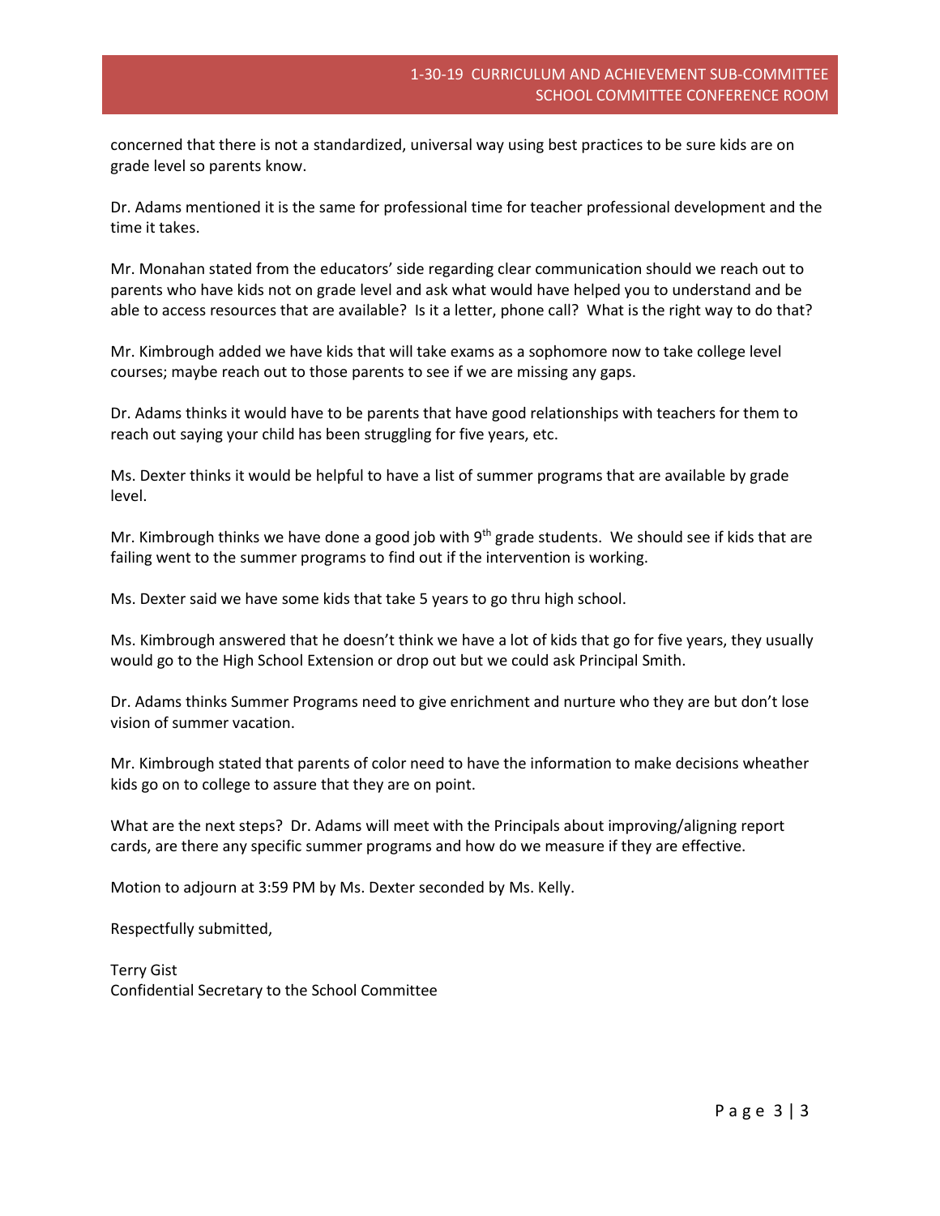concerned that there is not a standardized, universal way using best practices to be sure kids are on grade level so parents know.

Dr. Adams mentioned it is the same for professional time for teacher professional development and the time it takes.

Mr. Monahan stated from the educators' side regarding clear communication should we reach out to parents who have kids not on grade level and ask what would have helped you to understand and be able to access resources that are available? Is it a letter, phone call? What is the right way to do that?

Mr. Kimbrough added we have kids that will take exams as a sophomore now to take college level courses; maybe reach out to those parents to see if we are missing any gaps.

Dr. Adams thinks it would have to be parents that have good relationships with teachers for them to reach out saying your child has been struggling for five years, etc.

Ms. Dexter thinks it would be helpful to have a list of summer programs that are available by grade level.

Mr. Kimbrough thinks we have done a good job with 9th grade students. We should see if kids that are failing went to the summer programs to find out if the intervention is working.

Ms. Dexter said we have some kids that take 5 years to go thru high school.

Ms. Kimbrough answered that he doesn't think we have a lot of kids that go for five years, they usually would go to the High School Extension or drop out but we could ask Principal Smith.

Dr. Adams thinks Summer Programs need to give enrichment and nurture who they are but don't lose vision of summer vacation.

Mr. Kimbrough stated that parents of color need to have the information to make decisions wheather kids go on to college to assure that they are on point.

What are the next steps? Dr. Adams will meet with the Principals about improving/aligning report cards, are there any specific summer programs and how do we measure if they are effective.

Motion to adjourn at 3:59 PM by Ms. Dexter seconded by Ms. Kelly.

Respectfully submitted,

Terry Gist
Confidential Secretary to the School Committee